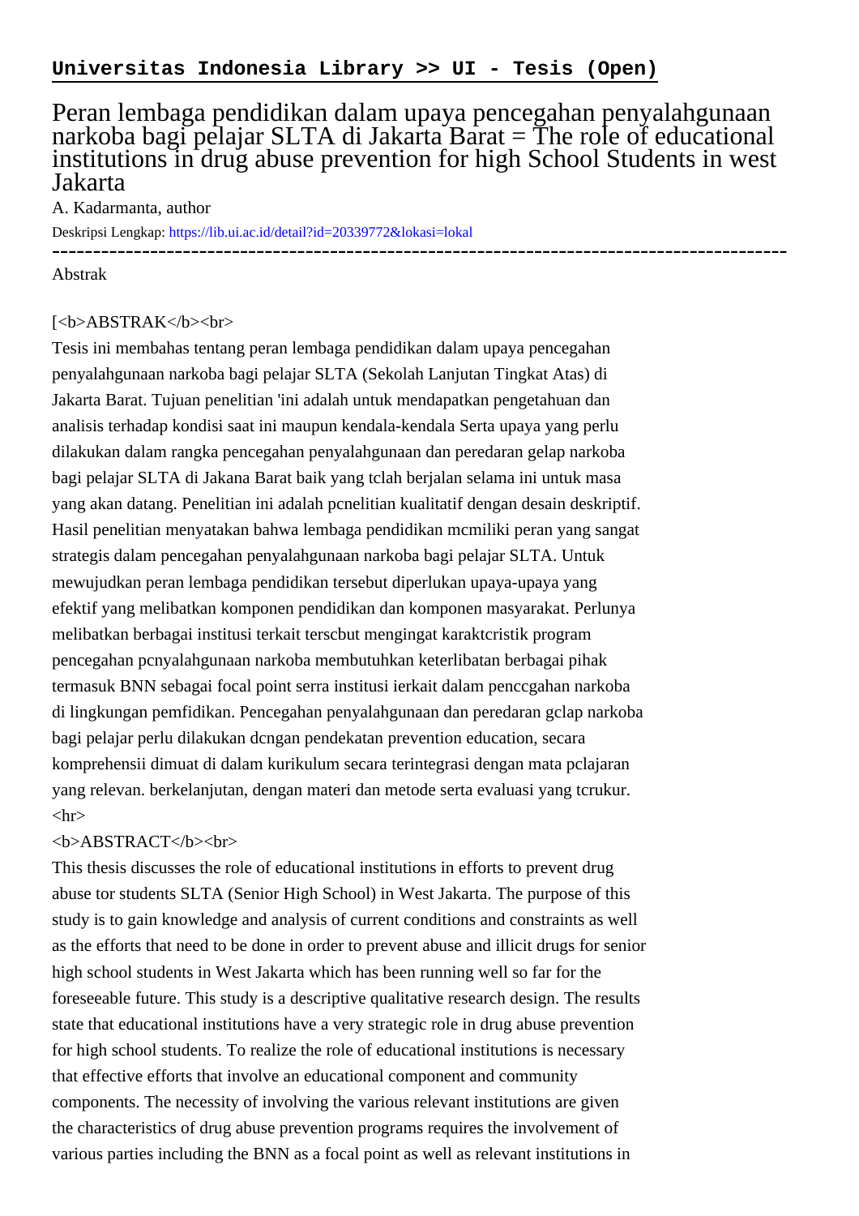**Universitas Indonesia Library >> UI - Tesis (Open)**

# Peran lembaga pendidikan dalam upaya pencegahan penyalahgunaan narkoba bagi pelajar SLTA di Jakarta Barat = The role of educational institutions in drug abuse prevention for high School Students in west Jakarta

A. Kadarmanta, author

Deskripsi Lengkap: https://lib.ui.ac.id/detail?id=20339772&lokasi=lokal

------------------------------------------------------------------------------------------

Abstrak

[<b>ABSTRAK</b><br>

Tesis ini membahas tentang peran lembaga pendidikan dalam upaya pencegahan penyalahgunaan narkoba bagi pelajar SLTA (Sekolah Lanjutan Tingkat Atas) di Jakarta Barat. Tujuan penelitian 'ini adalah untuk mendapatkan pengetahuan dan analisis terhadap kondisi saat ini maupun kendala-kendala Serta upaya yang perlu dilakukan dalam rangka pencegahan penyalahgunaan dan peredaran gelap narkoba bagi pelajar SLTA di Jakana Barat baik yang tclah berjalan selama ini untuk masa yang akan datang. Penelitian ini adalah pcnelitian kualitatif dengan desain deskriptif. Hasil penelitian menyatakan bahwa lembaga pendidikan mcmiliki peran yang sangat strategis dalam pencegahan penyalahgunaan narkoba bagi pelajar SLTA. Untuk mewujudkan peran lembaga pendidikan tersebut diperlukan upaya-upaya yang efektif yang melibatkan komponen pendidikan dan komponen masyarakat. Perlunya melibatkan berbagai institusi terkait terscbut mengingat karaktcristik program pencegahan pcnyalahgunaan narkoba membutuhkan keterlibatan berbagai pihak termasuk BNN sebagai focal point serra institusi ierkait dalam penccgahan narkoba di lingkungan pemfidikan. Pencegahan penyalahgunaan dan peredaran gclap narkoba bagi pelajar perlu dilakukan dcngan pendekatan prevention education, secara komprehensii dimuat di dalam kurikulum secara terintegrasi dengan mata pclajaran yang relevan. berkelanjutan, dengan materi dan metode serta evaluasi yang tcrukur.
<hr>
<b>ABSTRACT</b><br>
This thesis discusses the role of educational institutions in efforts to prevent drug abuse tor students SLTA (Senior High School) in West Jakarta. The purpose of this study is to gain knowledge and analysis of current conditions and constraints as well as the efforts that need to be done in order to prevent abuse and illicit drugs for senior high school students in West Jakarta which has been running well so far for the foreseeable future. This study is a descriptive qualitative research design. The results state that educational institutions have a very strategic role in drug abuse prevention for high school students. To realize the role of educational institutions is necessary that effective efforts that involve an educational component and community components. The necessity of involving the various relevant institutions are given the characteristics of drug abuse prevention programs requires the involvement of various parties including the BNN as a focal point as well as relevant institutions in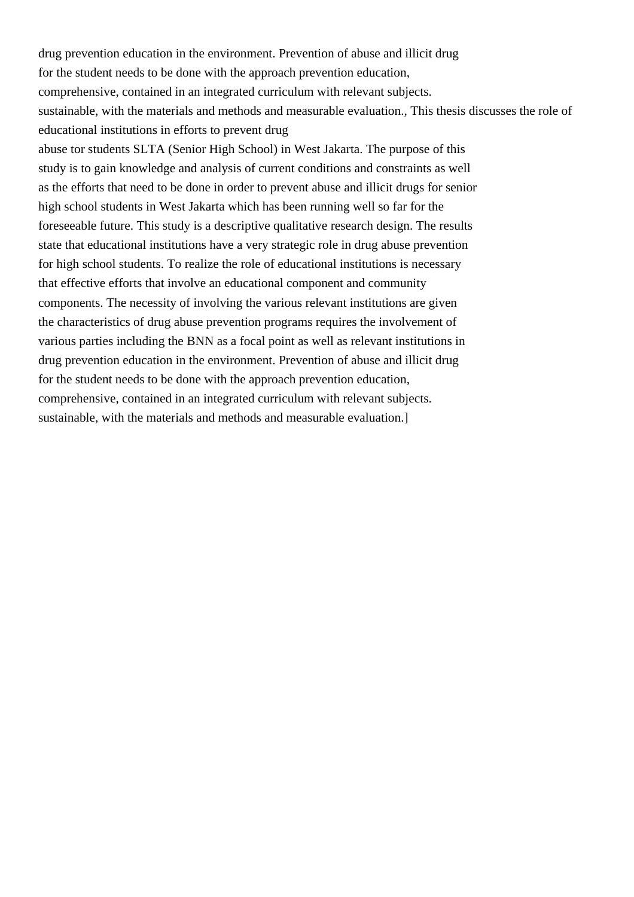drug prevention education in the environment. Prevention of abuse and illicit drug for the student needs to be done with the approach prevention education, comprehensive, contained in an integrated curriculum with relevant subjects. sustainable, with the materials and methods and measurable evaluation., This thesis discusses the role of educational institutions in efforts to prevent drug abuse tor students SLTA (Senior High School) in West Jakarta. The purpose of this study is to gain knowledge and analysis of current conditions and constraints as well as the efforts that need to be done in order to prevent abuse and illicit drugs for senior high school students in West Jakarta which has been running well so far for the foreseeable future. This study is a descriptive qualitative research design. The results state that educational institutions have a very strategic role in drug abuse prevention for high school students. To realize the role of educational institutions is necessary that effective efforts that involve an educational component and community components. The necessity of involving the various relevant institutions are given the characteristics of drug abuse prevention programs requires the involvement of various parties including the BNN as a focal point as well as relevant institutions in drug prevention education in the environment. Prevention of abuse and illicit drug for the student needs to be done with the approach prevention education, comprehensive, contained in an integrated curriculum with relevant subjects. sustainable, with the materials and methods and measurable evaluation.]